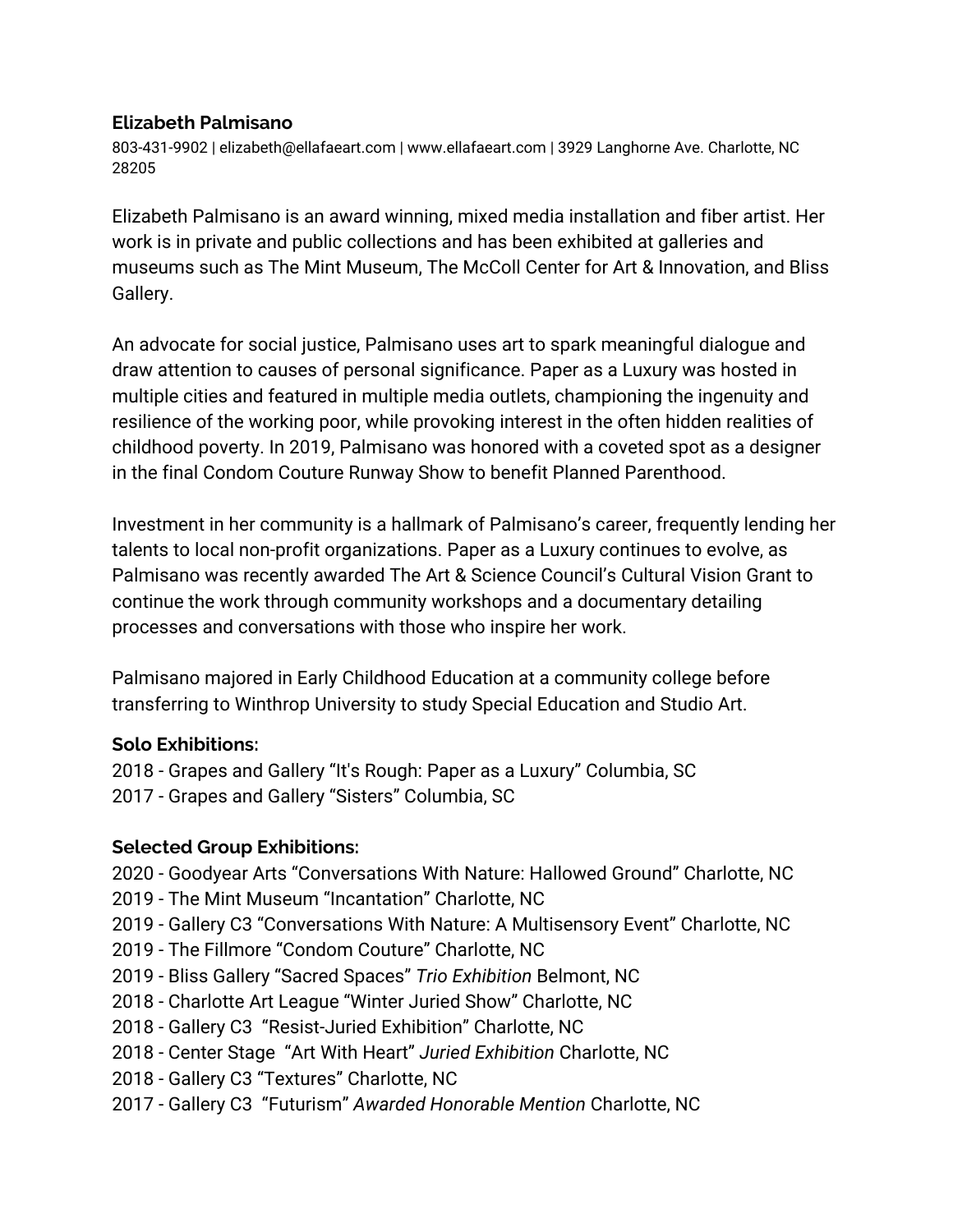**Elizabeth Palmisano**

803-431-9902 | elizabeth@ellafaeart.com | www.ellafaeart.com | 3929 Langhorne Ave. Charlotte, NC 28205

Elizabeth Palmisano is an award winning, mixed media installation and fiber artist. Her work is in private and public collections and has been exhibited at galleries and museums such as The Mint Museum, The McColl Center for Art & Innovation, and Bliss Gallery.

An advocate for social justice, Palmisano uses art to spark meaningful dialogue and draw attention to causes of personal significance. Paper as a Luxury was hosted in multiple cities and featured in multiple media outlets, championing the ingenuity and resilience of the working poor, while provoking interest in the often hidden realities of childhood poverty. In 2019, Palmisano was honored with a coveted spot as a designer in the final Condom Couture Runway Show to benefit Planned Parenthood.

Investment in her community is a hallmark of Palmisano's career, frequently lending her talents to local non-profit organizations. Paper as a Luxury continues to evolve, as Palmisano was recently awarded The Art & Science Council's Cultural Vision Grant to continue the work through community workshops and a documentary detailing processes and conversations with those who inspire her work.

Palmisano majored in Early Childhood Education at a community college before transferring to Winthrop University to study Special Education and Studio Art.

**Solo Exhibitions:**

2018 - Grapes and Gallery "It's Rough: Paper as a Luxury" Columbia, SC
2017 - Grapes and Gallery "Sisters" Columbia, SC

**Selected Group Exhibitions:**

2020 - Goodyear Arts "Conversations With Nature: Hallowed Ground" Charlotte, NC
2019 - The Mint Museum "Incantation" Charlotte, NC
2019 - Gallery C3 "Conversations With Nature: A Multisensory Event" Charlotte, NC
2019 - The Fillmore "Condom Couture" Charlotte, NC
2019 - Bliss Gallery "Sacred Spaces" *Trio Exhibition* Belmont, NC
2018 - Charlotte Art League "Winter Juried Show" Charlotte, NC
2018 - Gallery C3 "Resist-Juried Exhibition" Charlotte, NC
2018 - Center Stage "Art With Heart" *Juried Exhibition* Charlotte, NC
2018 - Gallery C3 "Textures" Charlotte, NC
2017 - Gallery C3 "Futurism" *Awarded Honorable Mention* Charlotte, NC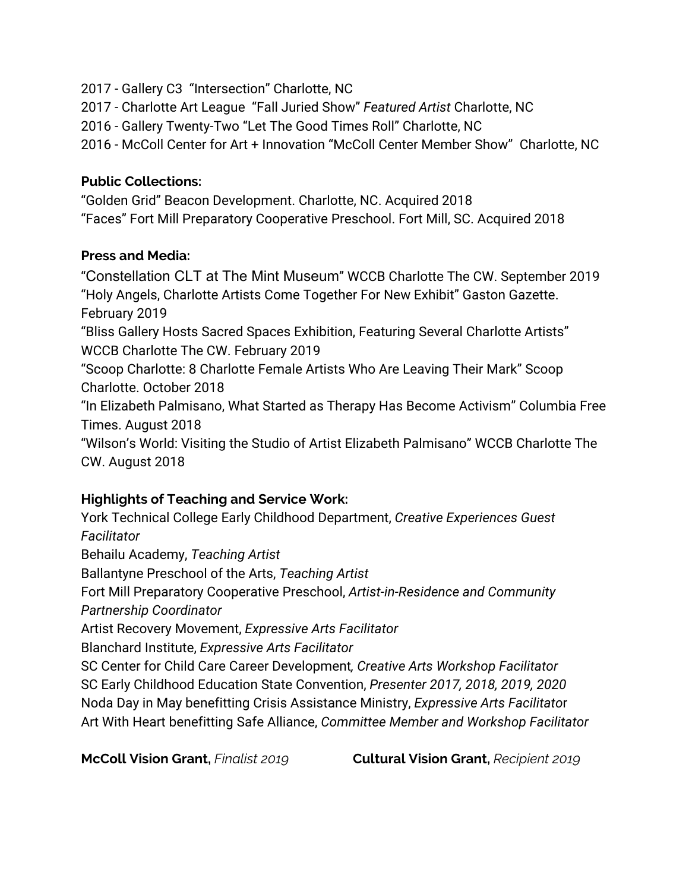2017 - Gallery C3 "Intersection" Charlotte, NC
2017 - Charlotte Art League "Fall Juried Show" *Featured Artist* Charlotte, NC
2016 - Gallery Twenty-Two "Let The Good Times Roll" Charlotte, NC
2016 - McColl Center for Art + Innovation "McColl Center Member Show" Charlotte, NC

**Public Collections:**
"Golden Grid" Beacon Development. Charlotte, NC. Acquired 2018
"Faces" Fort Mill Preparatory Cooperative Preschool. Fort Mill, SC. Acquired 2018

**Press and Media:**
"Constellation CLT at The Mint Museum" WCCB Charlotte The CW. September 2019
"Holy Angels, Charlotte Artists Come Together For New Exhibit" Gaston Gazette. February 2019
"Bliss Gallery Hosts Sacred Spaces Exhibition, Featuring Several Charlotte Artists" WCCB Charlotte The CW. February 2019
"Scoop Charlotte: 8 Charlotte Female Artists Who Are Leaving Their Mark" Scoop Charlotte. October 2018
"In Elizabeth Palmisano, What Started as Therapy Has Become Activism" Columbia Free Times. August 2018
"Wilson's World: Visiting the Studio of Artist Elizabeth Palmisano" WCCB Charlotte The CW. August 2018

**Highlights of Teaching and Service Work:**
York Technical College Early Childhood Department, *Creative Experiences Guest Facilitator*
Behailu Academy, *Teaching Artist*
Ballantyne Preschool of the Arts, *Teaching Artist*
Fort Mill Preparatory Cooperative Preschool, *Artist-in-Residence and Community Partnership Coordinator*
Artist Recovery Movement, *Expressive Arts Facilitator*
Blanchard Institute, *Expressive Arts Facilitator*
SC Center for Child Care Career Development*, Creative Arts Workshop Facilitator*
SC Early Childhood Education State Convention, *Presenter 2017, 2018, 2019, 2020*
Noda Day in May benefitting Crisis Assistance Ministry, *Expressive Arts Facilitat*or
Art With Heart benefitting Safe Alliance, *Committee Member and Workshop Facilitator*

**McColl Vision Grant,** *Finalist 2019*

**Cultural Vision Grant,** *Recipient 2019*